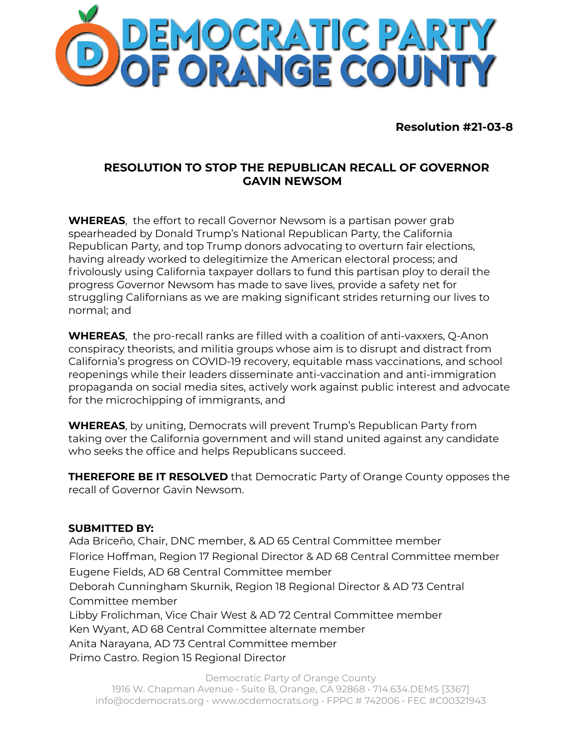# DEMOCRATIC PARTY OF ORANGE COUNTY

**Resolution #21-03-8**

## RESOLUTION TO STOP THE REPUBLICAN RECALL OF GOVERNOR GAVIN NEWSOM

**WHEREAS**, the effort to recall Governor Newsom is a partisan power grab spearheaded by Donald Trump's National Republican Party, the California Republican Party, and top Trump donors advocating to overturn fair elections, having already worked to delegitimize the American electoral process; and frivolously using California taxpayer dollars to fund this partisan ploy to derail the progress Governor Newsom has made to save lives, provide a safety net for struggling Californians as we are making significant strides returning our lives to normal; and

**WHEREAS**, the pro-recall ranks are filled with a coalition of anti-vaxxers, Q-Anon conspiracy theorists, and militia groups whose aim is to disrupt and distract from California's progress on COVID-19 recovery, equitable mass vaccinations, and school reopenings while their leaders disseminate anti-vaccination and anti-immigration propaganda on social media sites, actively work against public interest and advocate for the microchipping of immigrants, and

**WHEREAS**, by uniting, Democrats will prevent Trump's Republican Party from taking over the California government and will stand united against any candidate who seeks the office and helps Republicans succeed.

**THEREFORE BE IT RESOLVED** that Democratic Party of Orange County opposes the recall of Governor Gavin Newsom.

**SUBMITTED BY:**

Ada Briceño, Chair, DNC member, & AD 65 Central Committee member
Florice Hoffman, Region 17 Regional Director & AD 68 Central Committee member
Eugene Fields, AD 68 Central Committee member
Deborah Cunningham Skurnik, Region 18 Regional Director & AD 73 Central Committee member
Libby Frolichman, Vice Chair West & AD 72 Central Committee member
Ken Wyant, AD 68 Central Committee alternate member
Anita Narayana, AD 73 Central Committee member
Primo Castro. Region 15 Regional Director

Democratic Party of Orange County
1916 W. Chapman Avenue • Suite B, Orange, CA 92868 • 714.634.DEMS [3367]
info@ocdemocrats.org • www.ocdemocrats.org • FPPC # 742006 • FEC #C00321943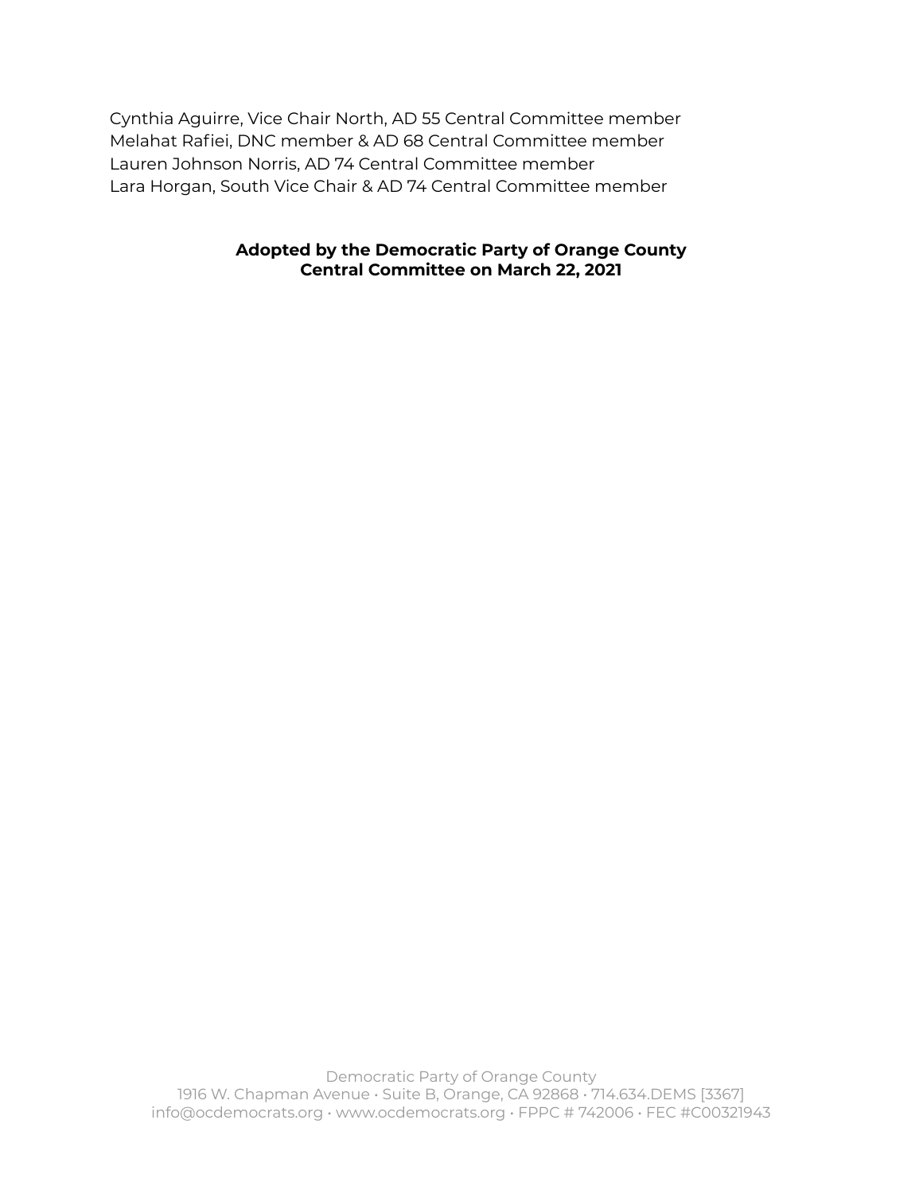Cynthia Aguirre, Vice Chair North, AD 55 Central Committee member
Melahat Rafiei, DNC member & AD 68 Central Committee member
Lauren Johnson Norris, AD 74 Central Committee member
Lara Horgan, South Vice Chair & AD 74 Central Committee member

**Adopted by the Democratic Party of Orange County
Central Committee on March 22, 2021**